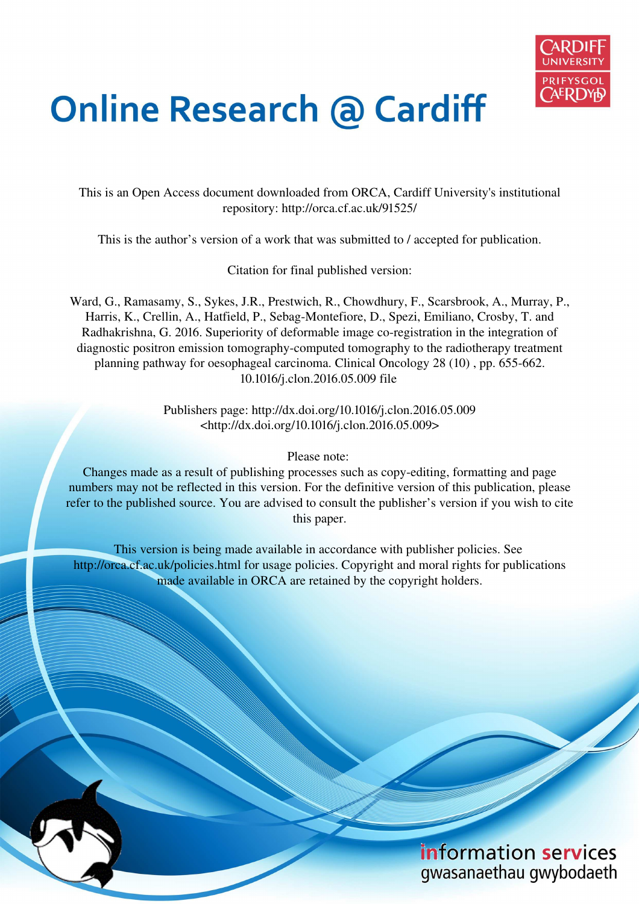# Online Research @ Cardiff

This is an Open Access document downloaded from ORCA, Cardiff University's institutional repository: http://orca.cf.ac.uk/91525/

This is the author's version of a work that was submitted to / accepted for publication.

Citation for final published version:

Ward, G., Ramasamy, S., Sykes, J.R., Prestwich, R., Chowdhury, F., Scarsbrook, A., Murray, P., Harris, K., Crellin, A., Hatfield, P., Sebag-Montefiore, D., Spezi, Emiliano, Crosby, T. and Radhakrishna, G. 2016. Superiority of deformable image co-registration in the integration of diagnostic positron emission tomography-computed tomography to the radiotherapy treatment planning pathway for oesophageal carcinoma. Clinical Oncology 28 (10) , pp. 655-662. 10.1016/j.clon.2016.05.009 file

Publishers page: http://dx.doi.org/10.1016/j.clon.2016.05.009 <http://dx.doi.org/10.1016/j.clon.2016.05.009>

Please note:
Changes made as a result of publishing processes such as copy-editing, formatting and page numbers may not be reflected in this version. For the definitive version of this publication, please refer to the published source. You are advised to consult the publisher's version if you wish to cite this paper.

This version is being made available in accordance with publisher policies. See http://orca.cf.ac.uk/policies.html for usage policies. Copyright and moral rights for publications made available in ORCA are retained by the copyright holders.

information services
gwasanaethau gwybodaeth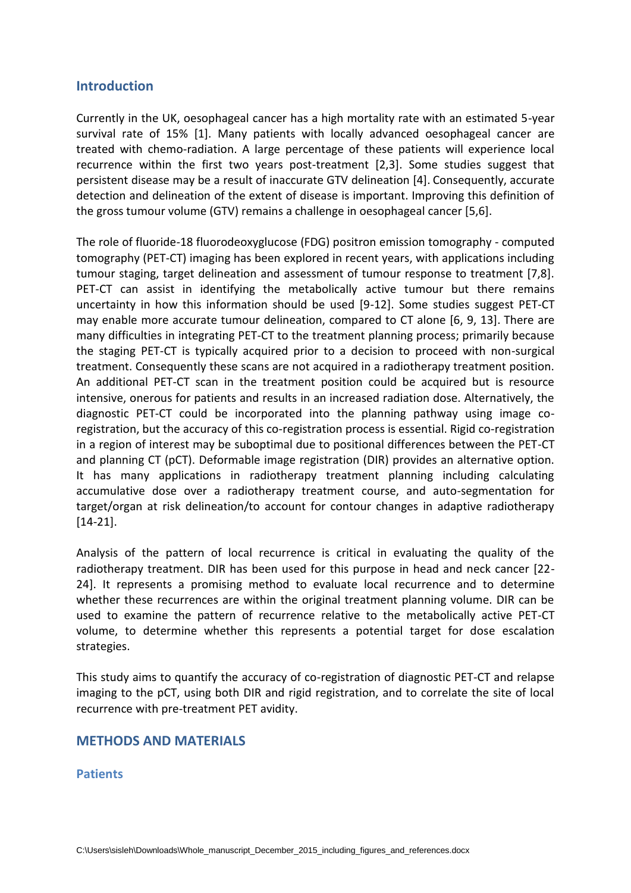## Introduction

Currently in the UK, oesophageal cancer has a high mortality rate with an estimated 5-year survival rate of 15% [1]. Many patients with locally advanced oesophageal cancer are treated with chemo-radiation. A large percentage of these patients will experience local recurrence within the first two years post-treatment [2,3]. Some studies suggest that persistent disease may be a result of inaccurate GTV delineation [4]. Consequently, accurate detection and delineation of the extent of disease is important. Improving this definition of the gross tumour volume (GTV) remains a challenge in oesophageal cancer [5,6].

The role of fluoride-18 fluorodeoxyglucose (FDG) positron emission tomography - computed tomography (PET-CT) imaging has been explored in recent years, with applications including tumour staging, target delineation and assessment of tumour response to treatment [7,8]. PET-CT can assist in identifying the metabolically active tumour but there remains uncertainty in how this information should be used [9-12]. Some studies suggest PET-CT may enable more accurate tumour delineation, compared to CT alone [6, 9, 13]. There are many difficulties in integrating PET-CT to the treatment planning process; primarily because the staging PET-CT is typically acquired prior to a decision to proceed with non-surgical treatment. Consequently these scans are not acquired in a radiotherapy treatment position. An additional PET-CT scan in the treatment position could be acquired but is resource intensive, onerous for patients and results in an increased radiation dose. Alternatively, the diagnostic PET-CT could be incorporated into the planning pathway using image co-registration, but the accuracy of this co-registration process is essential. Rigid co-registration in a region of interest may be suboptimal due to positional differences between the PET-CT and planning CT (pCT). Deformable image registration (DIR) provides an alternative option. It has many applications in radiotherapy treatment planning including calculating accumulative dose over a radiotherapy treatment course, and auto-segmentation for target/organ at risk delineation/to account for contour changes in adaptive radiotherapy [14-21].

Analysis of the pattern of local recurrence is critical in evaluating the quality of the radiotherapy treatment. DIR has been used for this purpose in head and neck cancer [22-24]. It represents a promising method to evaluate local recurrence and to determine whether these recurrences are within the original treatment planning volume. DIR can be used to examine the pattern of recurrence relative to the metabolically active PET-CT volume, to determine whether this represents a potential target for dose escalation strategies.

This study aims to quantify the accuracy of co-registration of diagnostic PET-CT and relapse imaging to the pCT, using both DIR and rigid registration, and to correlate the site of local recurrence with pre-treatment PET avidity.

## METHODS AND MATERIALS

### Patients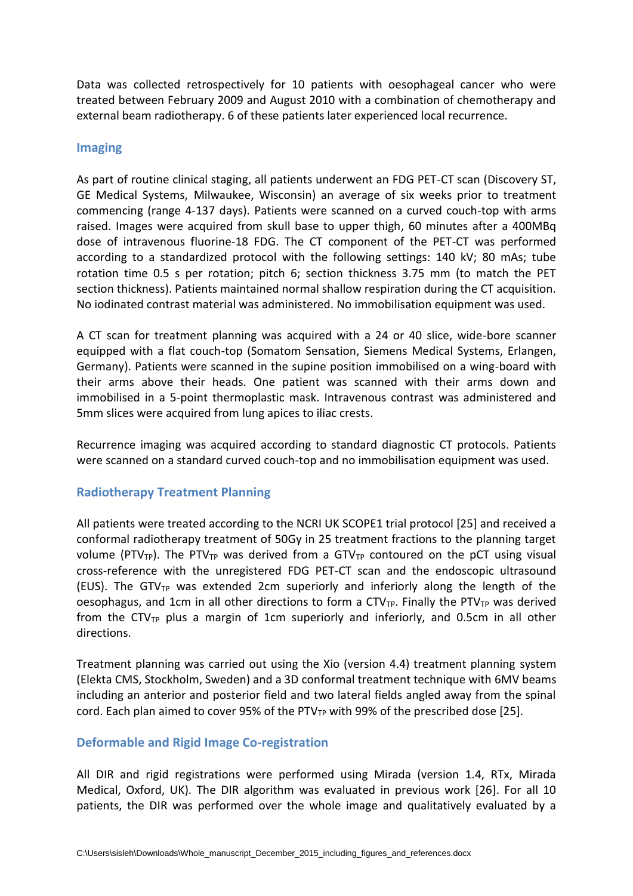Data was collected retrospectively for 10 patients with oesophageal cancer who were treated between February 2009 and August 2010 with a combination of chemotherapy and external beam radiotherapy. 6 of these patients later experienced local recurrence.

## Imaging

As part of routine clinical staging, all patients underwent an FDG PET-CT scan (Discovery ST, GE Medical Systems, Milwaukee, Wisconsin) an average of six weeks prior to treatment commencing (range 4-137 days). Patients were scanned on a curved couch-top with arms raised. Images were acquired from skull base to upper thigh, 60 minutes after a 400MBq dose of intravenous fluorine-18 FDG. The CT component of the PET-CT was performed according to a standardized protocol with the following settings: 140 kV; 80 mAs; tube rotation time 0.5 s per rotation; pitch 6; section thickness 3.75 mm (to match the PET section thickness). Patients maintained normal shallow respiration during the CT acquisition. No iodinated contrast material was administered. No immobilisation equipment was used.

A CT scan for treatment planning was acquired with a 24 or 40 slice, wide-bore scanner equipped with a flat couch-top (Somatom Sensation, Siemens Medical Systems, Erlangen, Germany). Patients were scanned in the supine position immobilised on a wing-board with their arms above their heads. One patient was scanned with their arms down and immobilised in a 5-point thermoplastic mask. Intravenous contrast was administered and 5mm slices were acquired from lung apices to iliac crests.

Recurrence imaging was acquired according to standard diagnostic CT protocols. Patients were scanned on a standard curved couch-top and no immobilisation equipment was used.

## Radiotherapy Treatment Planning

All patients were treated according to the NCRI UK SCOPE1 trial protocol [25] and received a conformal radiotherapy treatment of 50Gy in 25 treatment fractions to the planning target volume ($PTV_{TP}$). The $PTV_{TP}$ was derived from a $GTV_{TP}$ contoured on the pCT using visual cross-reference with the unregistered FDG PET-CT scan and the endoscopic ultrasound (EUS). The $GTV_{TP}$ was extended 2cm superiorly and inferiorly along the length of the oesophagus, and 1cm in all other directions to form a $CTV_{TP}$. Finally the $PTV_{TP}$ was derived from the $CTV_{TP}$ plus a margin of 1cm superiorly and inferiorly, and 0.5cm in all other directions.

Treatment planning was carried out using the Xio (version 4.4) treatment planning system (Elekta CMS, Stockholm, Sweden) and a 3D conformal treatment technique with 6MV beams including an anterior and posterior field and two lateral fields angled away from the spinal cord. Each plan aimed to cover 95% of the $PTV_{TP}$ with 99% of the prescribed dose [25].

## Deformable and Rigid Image Co-registration

All DIR and rigid registrations were performed using Mirada (version 1.4, RTx, Mirada Medical, Oxford, UK). The DIR algorithm was evaluated in previous work [26]. For all 10 patients, the DIR was performed over the whole image and qualitatively evaluated by a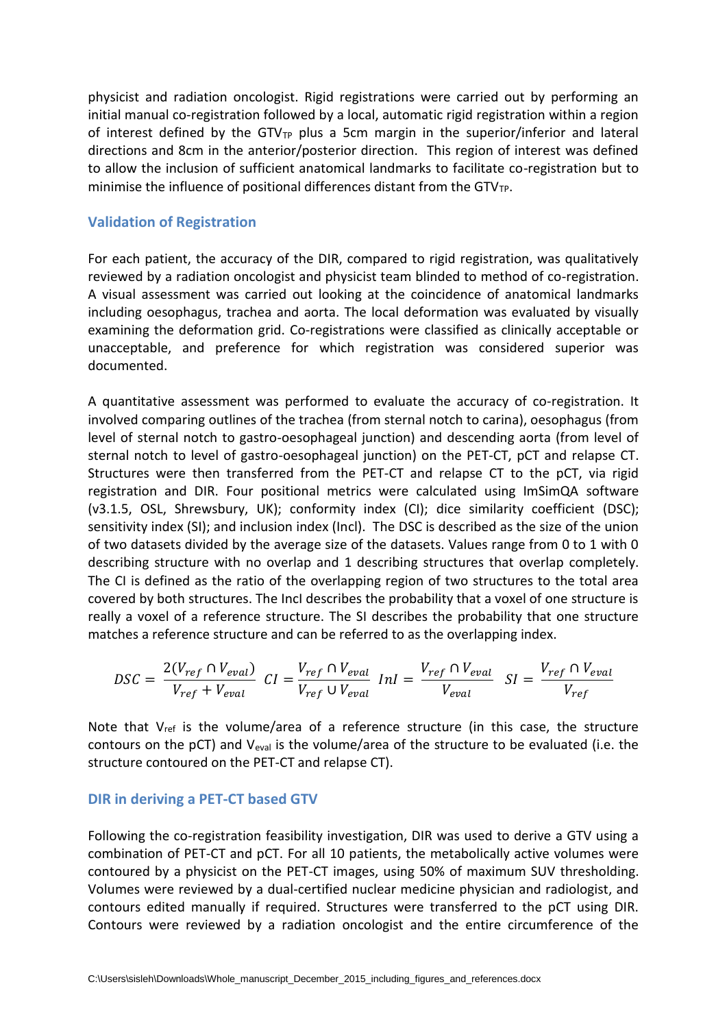physicist and radiation oncologist. Rigid registrations were carried out by performing an initial manual co-registration followed by a local, automatic rigid registration within a region of interest defined by the $GTV_{TP}$ plus a 5cm margin in the superior/inferior and lateral directions and 8cm in the anterior/posterior direction. This region of interest was defined to allow the inclusion of sufficient anatomical landmarks to facilitate co-registration but to minimise the influence of positional differences distant from the $GTV_{TP}$.

## Validation of Registration

For each patient, the accuracy of the DIR, compared to rigid registration, was qualitatively reviewed by a radiation oncologist and physicist team blinded to method of co-registration. A visual assessment was carried out looking at the coincidence of anatomical landmarks including oesophagus, trachea and aorta. The local deformation was evaluated by visually examining the deformation grid. Co-registrations were classified as clinically acceptable or unacceptable, and preference for which registration was considered superior was documented.

A quantitative assessment was performed to evaluate the accuracy of co-registration. It involved comparing outlines of the trachea (from sternal notch to carina), oesophagus (from level of sternal notch to gastro-oesophageal junction) and descending aorta (from level of sternal notch to level of gastro-oesophageal junction) on the PET-CT, pCT and relapse CT. Structures were then transferred from the PET-CT and relapse CT to the pCT, via rigid registration and DIR. Four positional metrics were calculated using ImSimQA software (v3.1.5, OSL, Shrewsbury, UK); conformity index (CI); dice similarity coefficient (DSC); sensitivity index (SI); and inclusion index (IncI). The DSC is described as the size of the union of two datasets divided by the average size of the datasets. Values range from 0 to 1 with 0 describing structure with no overlap and 1 describing structures that overlap completely. The CI is defined as the ratio of the overlapping region of two structures to the total area covered by both structures. The IncI describes the probability that a voxel of one structure is really a voxel of a reference structure. The SI describes the probability that one structure matches a reference structure and can be referred to as the overlapping index.

$$DSC = \frac{2(V_{ref} \cap V_{eval})}{V_{ref} + V_{eval}} \quad CI = \frac{V_{ref} \cap V_{eval}}{V_{ref} \cup V_{eval}} \quad InI = \frac{V_{ref} \cap V_{eval}}{V_{eval}} \quad SI = \frac{V_{ref} \cap V_{eval}}{V_{ref}}$$

Note that $V_{ref}$ is the volume/area of a reference structure (in this case, the structure contours on the pCT) and $V_{eval}$ is the volume/area of the structure to be evaluated (i.e. the structure contoured on the PET-CT and relapse CT).

## DIR in deriving a PET-CT based GTV

Following the co-registration feasibility investigation, DIR was used to derive a GTV using a combination of PET-CT and pCT. For all 10 patients, the metabolically active volumes were contoured by a physicist on the PET-CT images, using 50% of maximum SUV thresholding. Volumes were reviewed by a dual-certified nuclear medicine physician and radiologist, and contours edited manually if required. Structures were transferred to the pCT using DIR. Contours were reviewed by a radiation oncologist and the entire circumference of the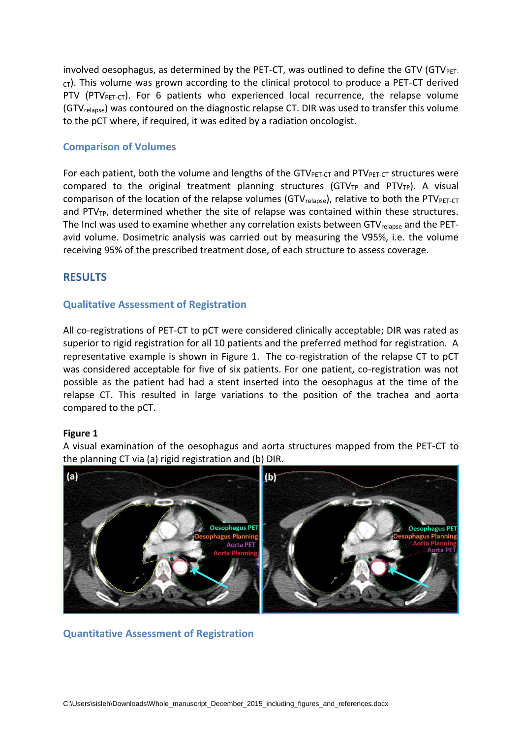involved oesophagus, as determined by the PET-CT, was outlined to define the GTV ($GTV_{PET-CT}$). This volume was grown according to the clinical protocol to produce a PET-CT derived PTV ($PTV_{PET-CT}$). For 6 patients who experienced local recurrence, the relapse volume ($GTV_{relapse}$) was contoured on the diagnostic relapse CT. DIR was used to transfer this volume to the pCT where, if required, it was edited by a radiation oncologist.

### Comparison of Volumes

For each patient, both the volume and lengths of the $GTV_{PET-CT}$ and $PTV_{PET-CT}$ structures were compared to the original treatment planning structures ($GTV_{TP}$ and $PTV_{TP}$). A visual comparison of the location of the relapse volumes ($GTV_{relapse}$), relative to both the $PTV_{PET-CT}$ and $PTV_{TP}$, determined whether the site of relapse was contained within these structures. The IncI was used to examine whether any correlation exists between $GTV_{relapse}$ and the PET-avid volume. Dosimetric analysis was carried out by measuring the V95%, i.e. the volume receiving 95% of the prescribed treatment dose, of each structure to assess coverage.

## RESULTS

### Qualitative Assessment of Registration

All co-registrations of PET-CT to pCT were considered clinically acceptable; DIR was rated as superior to rigid registration for all 10 patients and the preferred method for registration. A representative example is shown in Figure 1. The co-registration of the relapse CT to pCT was considered acceptable for five of six patients. For one patient, co-registration was not possible as the patient had had a stent inserted into the oesophagus at the time of the relapse CT. This resulted in large variations to the position of the trachea and aorta compared to the pCT.

**Figure 1**

A visual examination of the oesophagus and aorta structures mapped from the PET-CT to the planning CT via (a) rigid registration and (b) DIR.

### Quantitative Assessment of Registration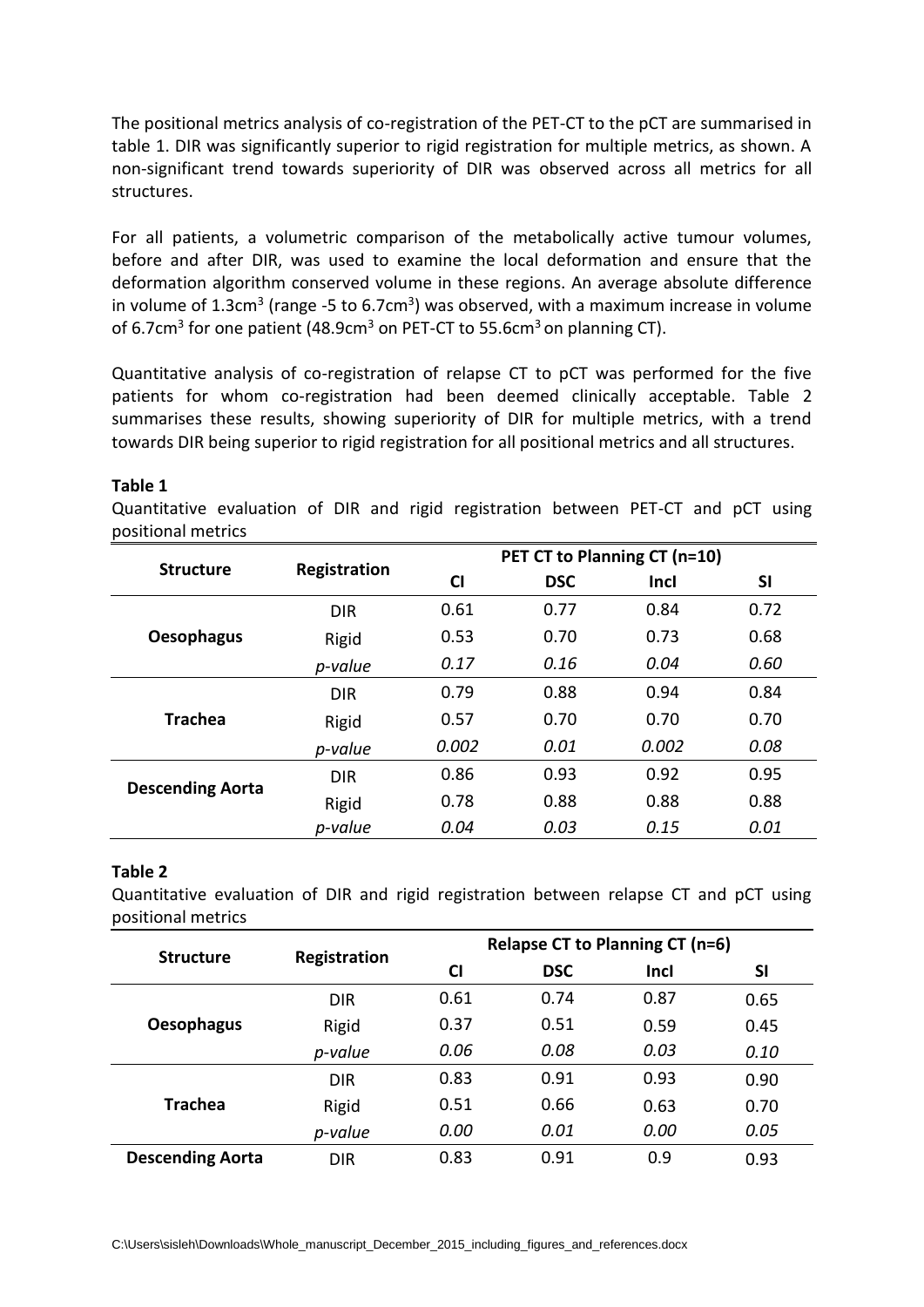The positional metrics analysis of co-registration of the PET-CT to the pCT are summarised in table 1. DIR was significantly superior to rigid registration for multiple metrics, as shown. A non-significant trend towards superiority of DIR was observed across all metrics for all structures.

For all patients, a volumetric comparison of the metabolically active tumour volumes, before and after DIR, was used to examine the local deformation and ensure that the deformation algorithm conserved volume in these regions. An average absolute difference in volume of 1.3cm$^3$ (range -5 to 6.7cm$^3$) was observed, with a maximum increase in volume of 6.7cm$^3$ for one patient (48.9cm$^3$ on PET-CT to 55.6cm$^3$ on planning CT).

Quantitative analysis of co-registration of relapse CT to pCT was performed for the five patients for whom co-registration had been deemed clinically acceptable. Table 2 summarises these results, showing superiority of DIR for multiple metrics, with a trend towards DIR being superior to rigid registration for all positional metrics and all structures.

**Table 1**

Quantitative evaluation of DIR and rigid registration between PET-CT and pCT using positional metrics

| Structure | Registration | PET CT to Planning CT (n=10) | | | |
|---|---|---|---|---|---|
| | | **CI** | **DSC** | **Incl** | **SI** |
| **Oesophagus** | DIR | 0.61 | 0.77 | 0.84 | 0.72 |
| | Rigid | 0.53 | 0.70 | 0.73 | 0.68 |
| | *p-value* | *0.17* | *0.16* | *0.04* | *0.60* |
| **Trachea** | DIR | 0.79 | 0.88 | 0.94 | 0.84 |
| | Rigid | 0.57 | 0.70 | 0.70 | 0.70 |
| | *p-value* | *0.002* | *0.01* | *0.002* | *0.08* |
| **Descending Aorta** | DIR | 0.86 | 0.93 | 0.92 | 0.95 |
| | Rigid | 0.78 | 0.88 | 0.88 | 0.88 |
| | *p-value* | *0.04* | *0.03* | *0.15* | *0.01* |

**Table 2**

Quantitative evaluation of DIR and rigid registration between relapse CT and pCT using positional metrics

| Structure | Registration | Relapse CT to Planning CT (n=6) | | | |
|---|---|---|---|---|---|
| | | **CI** | **DSC** | **Incl** | **SI** |
| **Oesophagus** | DIR | 0.61 | 0.74 | 0.87 | 0.65 |
| | Rigid | 0.37 | 0.51 | 0.59 | 0.45 |
| | *p-value* | *0.06* | *0.08* | *0.03* | *0.10* |
| **Trachea** | DIR | 0.83 | 0.91 | 0.93 | 0.90 |
| | Rigid | 0.51 | 0.66 | 0.63 | 0.70 |
| | *p-value* | *0.00* | *0.01* | *0.00* | *0.05* |
| **Descending Aorta** | DIR | 0.83 | 0.91 | 0.9 | 0.93 |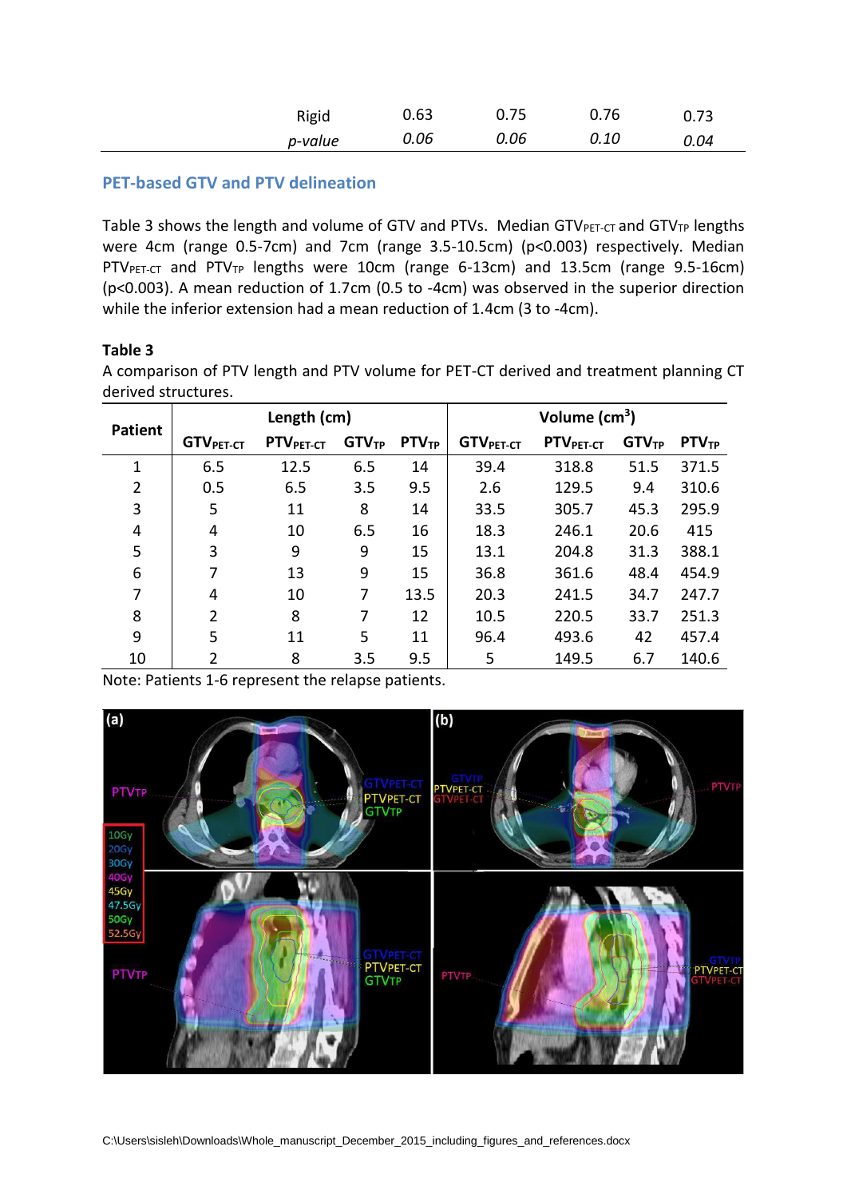| | | | | |
|---|---|---|---|---|
| Rigid | 0.63 | 0.75 | 0.76 | 0.73 |
| *p-value* | *0.06* | *0.06* | *0.10* | *0.04* |

## PET-based GTV and PTV delineation

Table 3 shows the length and volume of GTV and PTVs. Median $GTV_{PET\text{-}CT}$ and $GTV_{TP}$ lengths were 4cm (range 0.5-7cm) and 7cm (range 3.5-10.5cm) ($p<0.003$) respectively. Median $PTV_{PET\text{-}CT}$ and $PTV_{TP}$ lengths were 10cm (range 6-13cm) and 13.5cm (range 9.5-16cm) ($p<0.003$). A mean reduction of 1.7cm (0.5 to -4cm) was observed in the superior direction while the inferior extension had a mean reduction of 1.4cm (3 to -4cm).

**Table 3**

A comparison of PTV length and PTV volume for PET-CT derived and treatment planning CT derived structures.

| Patient | Length (cm) | | | | Volume ($cm^3$) | | | |
|---|---|---|---|---|---|---|---|---|
| | $GTV_{PET\text{-}CT}$ | $PTV_{PET\text{-}CT}$ | $GTV_{TP}$ | $PTV_{TP}$ | $GTV_{PET\text{-}CT}$ | $PTV_{PET\text{-}CT}$ | $GTV_{TP}$ | $PTV_{TP}$ |
| 1 | 6.5 | 12.5 | 6.5 | 14 | 39.4 | 318.8 | 51.5 | 371.5 |
| 2 | 0.5 | 6.5 | 3.5 | 9.5 | 2.6 | 129.5 | 9.4 | 310.6 |
| 3 | 5 | 11 | 8 | 14 | 33.5 | 305.7 | 45.3 | 295.9 |
| 4 | 4 | 10 | 6.5 | 16 | 18.3 | 246.1 | 20.6 | 415 |
| 5 | 3 | 9 | 9 | 15 | 13.1 | 204.8 | 31.3 | 388.1 |
| 6 | 7 | 13 | 9 | 15 | 36.8 | 361.6 | 48.4 | 454.9 |
| 7 | 4 | 10 | 7 | 13.5 | 20.3 | 241.5 | 34.7 | 247.7 |
| 8 | 2 | 8 | 7 | 12 | 10.5 | 220.5 | 33.7 | 251.3 |
| 9 | 5 | 11 | 5 | 11 | 96.4 | 493.6 | 42 | 457.4 |
| 10 | 2 | 8 | 3.5 | 9.5 | 5 | 149.5 | 6.7 | 140.6 |

Note: Patients 1-6 represent the relapse patients.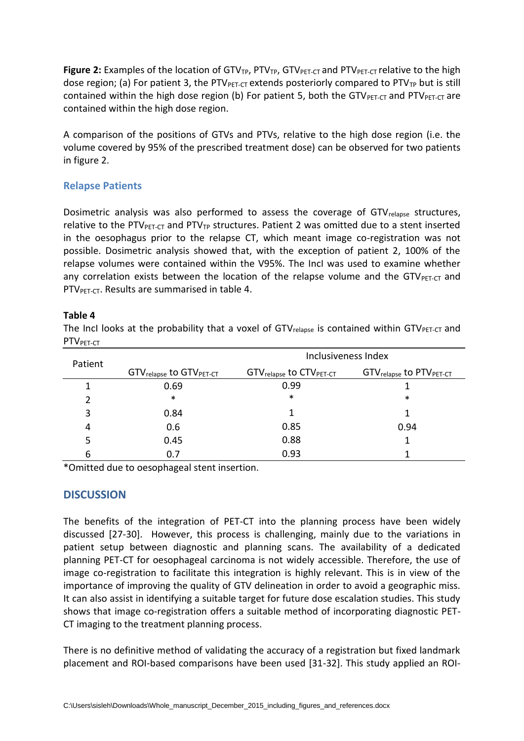**Figure 2:** Examples of the location of $GTV_{TP}$, $PTV_{TP}$, $GTV_{PET\text{-}CT}$ and $PTV_{PET\text{-}CT}$ relative to the high dose region; (a) For patient 3, the $PTV_{PET\text{-}CT}$ extends posteriorly compared to $PTV_{TP}$ but is still contained within the high dose region (b) For patient 5, both the $GTV_{PET\text{-}CT}$ and $PTV_{PET\text{-}CT}$ are contained within the high dose region.

A comparison of the positions of GTVs and PTVs, relative to the high dose region (i.e. the volume covered by 95% of the prescribed treatment dose) can be observed for two patients in figure 2.

### Relapse Patients

Dosimetric analysis was also performed to assess the coverage of $GTV_{relapse}$ structures, relative to the $PTV_{PET\text{-}CT}$ and $PTV_{TP}$ structures. Patient 2 was omitted due to a stent inserted in the oesophagus prior to the relapse CT, which meant image co-registration was not possible. Dosimetric analysis showed that, with the exception of patient 2, 100% of the relapse volumes were contained within the V95%. The IncI was used to examine whether any correlation exists between the location of the relapse volume and the $GTV_{PET\text{-}CT}$ and $PTV_{PET\text{-}CT}$. Results are summarised in table 4.

**Table 4**

The IncI looks at the probability that a voxel of $GTV_{relapse}$ is contained within $GTV_{PET\text{-}CT}$ and $PTV_{PET\text{-}CT}$

| Patient | Inclusiveness Index | | |
|---|---|---|---|
| | $GTV_{relapse}$ to $GTV_{PET\text{-}CT}$ | $GTV_{relapse}$ to $CTV_{PET\text{-}CT}$ | $GTV_{relapse}$ to $PTV_{PET\text{-}CT}$ |
| 1 | 0.69 | 0.99 | 1 |
| 2 | * | * | * |
| 3 | 0.84 | 1 | 1 |
| 4 | 0.6 | 0.85 | 0.94 |
| 5 | 0.45 | 0.88 | 1 |
| 6 | 0.7 | 0.93 | 1 |

*Omitted due to oesophageal stent insertion.

## DISCUSSION

The benefits of the integration of PET-CT into the planning process have been widely discussed [27-30]. However, this process is challenging, mainly due to the variations in patient setup between diagnostic and planning scans. The availability of a dedicated planning PET-CT for oesophageal carcinoma is not widely accessible. Therefore, the use of image co-registration to facilitate this integration is highly relevant. This is in view of the importance of improving the quality of GTV delineation in order to avoid a geographic miss. It can also assist in identifying a suitable target for future dose escalation studies. This study shows that image co-registration offers a suitable method of incorporating diagnostic PET-CT imaging to the treatment planning process.

There is no definitive method of validating the accuracy of a registration but fixed landmark placement and ROI-based comparisons have been used [31-32]. This study applied an ROI-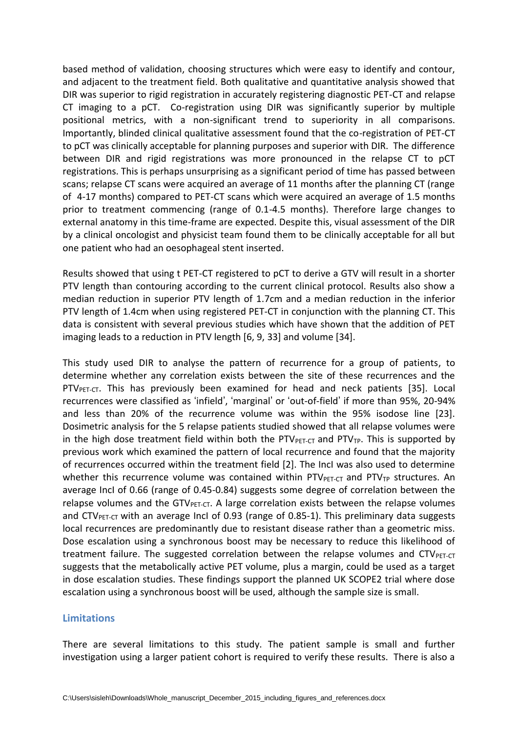based method of validation, choosing structures which were easy to identify and contour, and adjacent to the treatment field. Both qualitative and quantitative analysis showed that DIR was superior to rigid registration in accurately registering diagnostic PET-CT and relapse CT imaging to a pCT. Co-registration using DIR was significantly superior by multiple positional metrics, with a non-significant trend to superiority in all comparisons. Importantly, blinded clinical qualitative assessment found that the co-registration of PET-CT to pCT was clinically acceptable for planning purposes and superior with DIR. The difference between DIR and rigid registrations was more pronounced in the relapse CT to pCT registrations. This is perhaps unsurprising as a significant period of time has passed between scans; relapse CT scans were acquired an average of 11 months after the planning CT (range of 4-17 months) compared to PET-CT scans which were acquired an average of 1.5 months prior to treatment commencing (range of 0.1-4.5 months). Therefore large changes to external anatomy in this time-frame are expected. Despite this, visual assessment of the DIR by a clinical oncologist and physicist team found them to be clinically acceptable for all but one patient who had an oesophageal stent inserted.

Results showed that using t PET-CT registered to pCT to derive a GTV will result in a shorter PTV length than contouring according to the current clinical protocol. Results also show a median reduction in superior PTV length of 1.7cm and a median reduction in the inferior PTV length of 1.4cm when using registered PET-CT in conjunction with the planning CT. This data is consistent with several previous studies which have shown that the addition of PET imaging leads to a reduction in PTV length [6, 9, 33] and volume [34].

This study used DIR to analyse the pattern of recurrence for a group of patients, to determine whether any correlation exists between the site of these recurrences and the $PTV_{PET\text{-}CT}$. This has previously been examined for head and neck patients [35]. Local recurrences were classified as 'infield', 'marginal' or 'out-of-field' if more than 95%, 20-94% and less than 20% of the recurrence volume was within the 95% isodose line [23]. Dosimetric analysis for the 5 relapse patients studied showed that all relapse volumes were in the high dose treatment field within both the $PTV_{PET\text{-}CT}$ and $PTV_{TP}$. This is supported by previous work which examined the pattern of local recurrence and found that the majority of recurrences occurred within the treatment field [2]. The IncI was also used to determine whether this recurrence volume was contained within $PTV_{PET\text{-}CT}$ and $PTV_{TP}$ structures. An average IncI of 0.66 (range of 0.45-0.84) suggests some degree of correlation between the relapse volumes and the $GTV_{PET\text{-}CT}$. A large correlation exists between the relapse volumes and $CTV_{PET\text{-}CT}$ with an average IncI of 0.93 (range of 0.85-1). This preliminary data suggests local recurrences are predominantly due to resistant disease rather than a geometric miss. Dose escalation using a synchronous boost may be necessary to reduce this likelihood of treatment failure. The suggested correlation between the relapse volumes and $CTV_{PET\text{-}CT}$ suggests that the metabolically active PET volume, plus a margin, could be used as a target in dose escalation studies. These findings support the planned UK SCOPE2 trial where dose escalation using a synchronous boost will be used, although the sample size is small.

## Limitations

There are several limitations to this study. The patient sample is small and further investigation using a larger patient cohort is required to verify these results. There is also a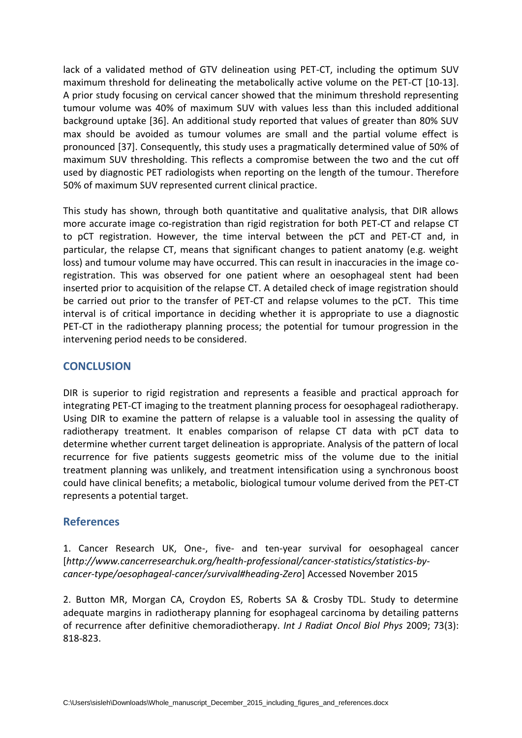lack of a validated method of GTV delineation using PET-CT, including the optimum SUV maximum threshold for delineating the metabolically active volume on the PET-CT [10-13]. A prior study focusing on cervical cancer showed that the minimum threshold representing tumour volume was 40% of maximum SUV with values less than this included additional background uptake [36]. An additional study reported that values of greater than 80% SUV max should be avoided as tumour volumes are small and the partial volume effect is pronounced [37]. Consequently, this study uses a pragmatically determined value of 50% of maximum SUV thresholding. This reflects a compromise between the two and the cut off used by diagnostic PET radiologists when reporting on the length of the tumour. Therefore 50% of maximum SUV represented current clinical practice.

This study has shown, through both quantitative and qualitative analysis, that DIR allows more accurate image co-registration than rigid registration for both PET-CT and relapse CT to pCT registration. However, the time interval between the pCT and PET-CT and, in particular, the relapse CT, means that significant changes to patient anatomy (e.g. weight loss) and tumour volume may have occurred. This can result in inaccuracies in the image co-registration. This was observed for one patient where an oesophageal stent had been inserted prior to acquisition of the relapse CT. A detailed check of image registration should be carried out prior to the transfer of PET-CT and relapse volumes to the pCT. This time interval is of critical importance in deciding whether it is appropriate to use a diagnostic PET-CT in the radiotherapy planning process; the potential for tumour progression in the intervening period needs to be considered.

## CONCLUSION

DIR is superior to rigid registration and represents a feasible and practical approach for integrating PET-CT imaging to the treatment planning process for oesophageal radiotherapy. Using DIR to examine the pattern of relapse is a valuable tool in assessing the quality of radiotherapy treatment. It enables comparison of relapse CT data with pCT data to determine whether current target delineation is appropriate. Analysis of the pattern of local recurrence for five patients suggests geometric miss of the volume due to the initial treatment planning was unlikely, and treatment intensification using a synchronous boost could have clinical benefits; a metabolic, biological tumour volume derived from the PET-CT represents a potential target.

## References

1. Cancer Research UK, One-, five- and ten-year survival for oesophageal cancer [*http://www.cancerresearchuk.org/health-professional/cancer-statistics/statistics-by-cancer-type/oesophageal-cancer/survival#heading-Zero*] Accessed November 2015

2. Button MR, Morgan CA, Croydon ES, Roberts SA & Crosby TDL. Study to determine adequate margins in radiotherapy planning for esophageal carcinoma by detailing patterns of recurrence after definitive chemoradiotherapy. *Int J Radiat Oncol Biol Phys* 2009; 73(3): 818-823.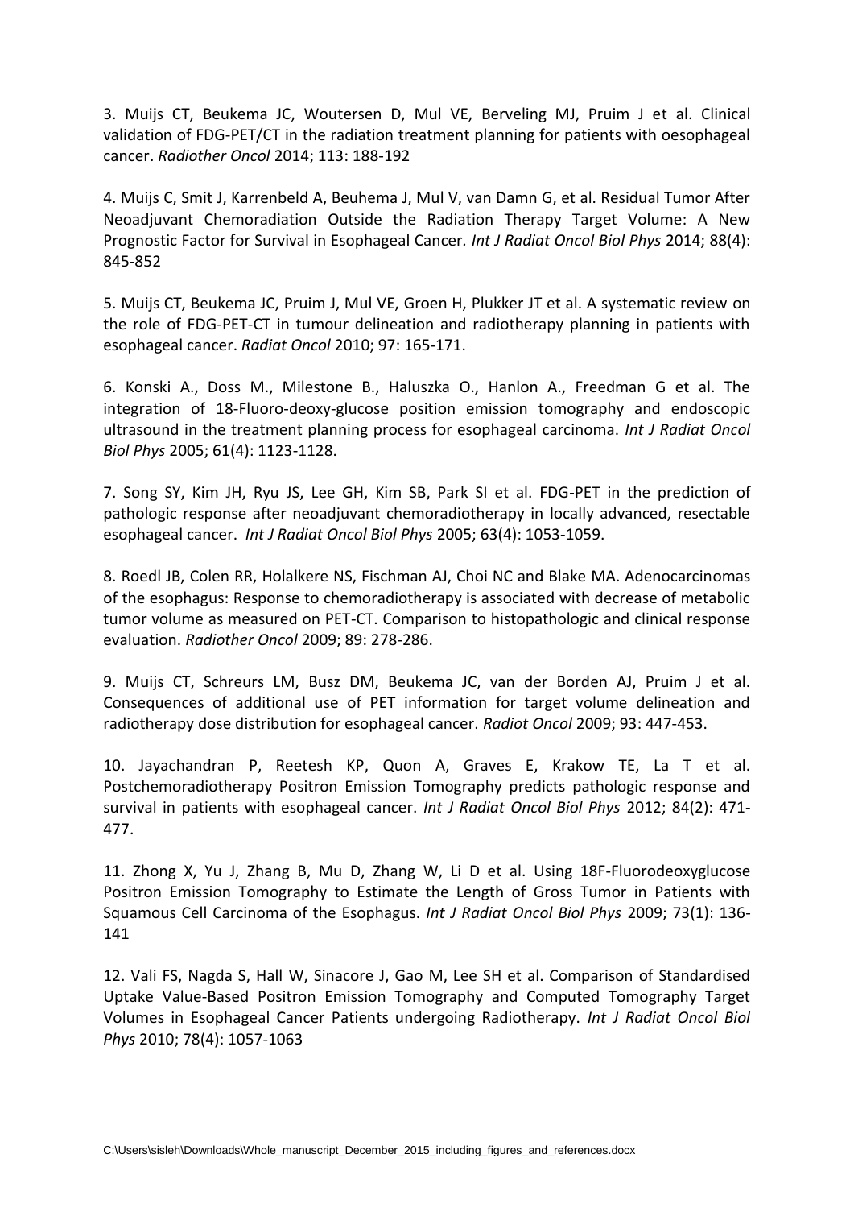3. Muijs CT, Beukema JC, Woutersen D, Mul VE, Berveling MJ, Pruim J et al. Clinical validation of FDG-PET/CT in the radiation treatment planning for patients with oesophageal cancer. *Radiother Oncol* 2014; 113: 188-192

4. Muijs C, Smit J, Karrenbeld A, Beuhema J, Mul V, van Damn G, et al. Residual Tumor After Neoadjuvant Chemoradiation Outside the Radiation Therapy Target Volume: A New Prognostic Factor for Survival in Esophageal Cancer. *Int J Radiat Oncol Biol Phys* 2014; 88(4): 845-852

5. Muijs CT, Beukema JC, Pruim J, Mul VE, Groen H, Plukker JT et al. A systematic review on the role of FDG-PET-CT in tumour delineation and radiotherapy planning in patients with esophageal cancer. *Radiat Oncol* 2010; 97: 165-171.

6. Konski A., Doss M., Milestone B., Haluszka O., Hanlon A., Freedman G et al. The integration of 18-Fluoro-deoxy-glucose position emission tomography and endoscopic ultrasound in the treatment planning process for esophageal carcinoma. *Int J Radiat Oncol Biol Phys* 2005; 61(4): 1123-1128.

7. Song SY, Kim JH, Ryu JS, Lee GH, Kim SB, Park SI et al. FDG-PET in the prediction of pathologic response after neoadjuvant chemoradiotherapy in locally advanced, resectable esophageal cancer. *Int J Radiat Oncol Biol Phys* 2005; 63(4): 1053-1059.

8. Roedl JB, Colen RR, Holalkere NS, Fischman AJ, Choi NC and Blake MA. Adenocarcinomas of the esophagus: Response to chemoradiotherapy is associated with decrease of metabolic tumor volume as measured on PET-CT. Comparison to histopathologic and clinical response evaluation. *Radiother Oncol* 2009; 89: 278-286.

9. Muijs CT, Schreurs LM, Busz DM, Beukema JC, van der Borden AJ, Pruim J et al. Consequences of additional use of PET information for target volume delineation and radiotherapy dose distribution for esophageal cancer. *Radiot Oncol* 2009; 93: 447-453.

10. Jayachandran P, Reetesh KP, Quon A, Graves E, Krakow TE, La T et al. Postchemoradiotherapy Positron Emission Tomography predicts pathologic response and survival in patients with esophageal cancer. *Int J Radiat Oncol Biol Phys* 2012; 84(2): 471-477.

11. Zhong X, Yu J, Zhang B, Mu D, Zhang W, Li D et al. Using 18F-Fluorodeoxyglucose Positron Emission Tomography to Estimate the Length of Gross Tumor in Patients with Squamous Cell Carcinoma of the Esophagus. *Int J Radiat Oncol Biol Phys* 2009; 73(1): 136-141

12. Vali FS, Nagda S, Hall W, Sinacore J, Gao M, Lee SH et al. Comparison of Standardised Uptake Value-Based Positron Emission Tomography and Computed Tomography Target Volumes in Esophageal Cancer Patients undergoing Radiotherapy. *Int J Radiat Oncol Biol Phys* 2010; 78(4): 1057-1063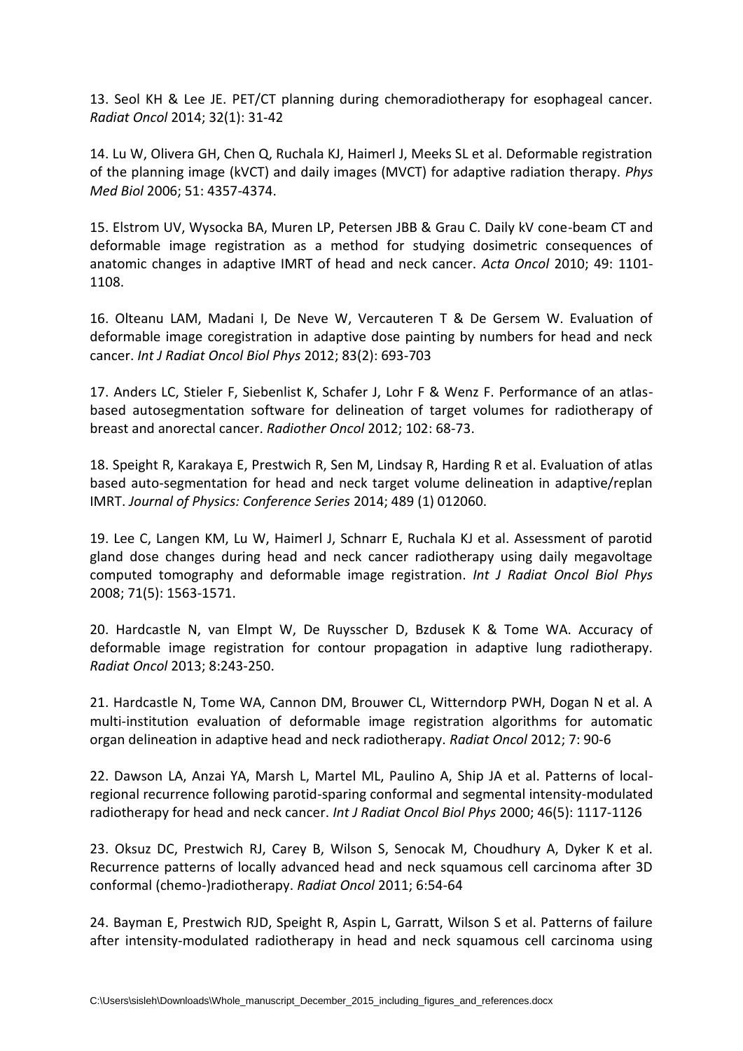13. Seol KH & Lee JE. PET/CT planning during chemoradiotherapy for esophageal cancer. *Radiat Oncol* 2014; 32(1): 31-42

14. Lu W, Olivera GH, Chen Q, Ruchala KJ, Haimerl J, Meeks SL et al. Deformable registration of the planning image (kVCT) and daily images (MVCT) for adaptive radiation therapy. *Phys Med Biol* 2006; 51: 4357-4374.

15. Elstrom UV, Wysocka BA, Muren LP, Petersen JBB & Grau C. Daily kV cone-beam CT and deformable image registration as a method for studying dosimetric consequences of anatomic changes in adaptive IMRT of head and neck cancer. *Acta Oncol* 2010; 49: 1101-1108.

16. Olteanu LAM, Madani I, De Neve W, Vercauteren T & De Gersem W. Evaluation of deformable image coregistration in adaptive dose painting by numbers for head and neck cancer. *Int J Radiat Oncol Biol Phys* 2012; 83(2): 693-703

17. Anders LC, Stieler F, Siebenlist K, Schafer J, Lohr F & Wenz F. Performance of an atlas-based autosegmentation software for delineation of target volumes for radiotherapy of breast and anorectal cancer. *Radiother Oncol* 2012; 102: 68-73.

18. Speight R, Karakaya E, Prestwich R, Sen M, Lindsay R, Harding R et al. Evaluation of atlas based auto-segmentation for head and neck target volume delineation in adaptive/replan IMRT. *Journal of Physics: Conference Series* 2014; 489 (1) 012060.

19. Lee C, Langen KM, Lu W, Haimerl J, Schnarr E, Ruchala KJ et al. Assessment of parotid gland dose changes during head and neck cancer radiotherapy using daily megavoltage computed tomography and deformable image registration. *Int J Radiat Oncol Biol Phys* 2008; 71(5): 1563-1571.

20. Hardcastle N, van Elmpt W, De Ruysscher D, Bzdusek K & Tome WA. Accuracy of deformable image registration for contour propagation in adaptive lung radiotherapy. *Radiat Oncol* 2013; 8:243-250.

21. Hardcastle N, Tome WA, Cannon DM, Brouwer CL, Witterndorp PWH, Dogan N et al. A multi-institution evaluation of deformable image registration algorithms for automatic organ delineation in adaptive head and neck radiotherapy. *Radiat Oncol* 2012; 7: 90-6

22. Dawson LA, Anzai YA, Marsh L, Martel ML, Paulino A, Ship JA et al. Patterns of local-regional recurrence following parotid-sparing conformal and segmental intensity-modulated radiotherapy for head and neck cancer. *Int J Radiat Oncol Biol Phys* 2000; 46(5): 1117-1126

23. Oksuz DC, Prestwich RJ, Carey B, Wilson S, Senocak M, Choudhury A, Dyker K et al. Recurrence patterns of locally advanced head and neck squamous cell carcinoma after 3D conformal (chemo-)radiotherapy. *Radiat Oncol* 2011; 6:54-64

24. Bayman E, Prestwich RJD, Speight R, Aspin L, Garratt, Wilson S et al. Patterns of failure after intensity-modulated radiotherapy in head and neck squamous cell carcinoma using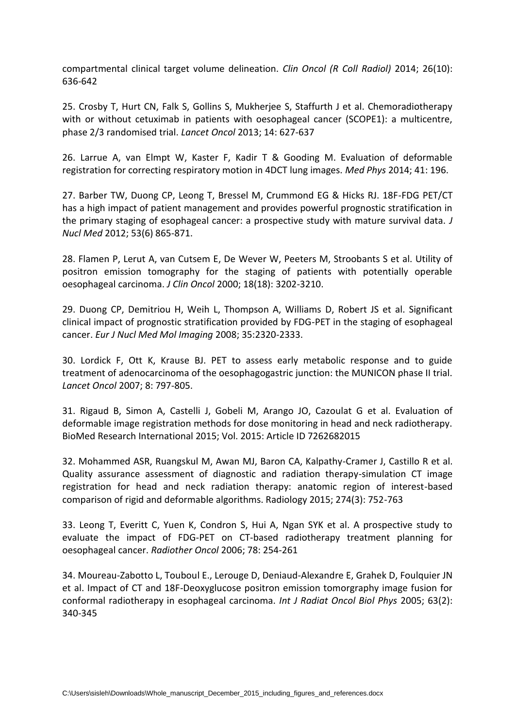compartmental clinical target volume delineation. *Clin Oncol (R Coll Radiol)* 2014; 26(10): 636-642

25. Crosby T, Hurt CN, Falk S, Gollins S, Mukherjee S, Staffurth J et al. Chemoradiotherapy with or without cetuximab in patients with oesophageal cancer (SCOPE1): a multicentre, phase 2/3 randomised trial. *Lancet Oncol* 2013; 14: 627-637

26. Larrue A, van Elmpt W, Kaster F, Kadir T & Gooding M. Evaluation of deformable registration for correcting respiratory motion in 4DCT lung images. *Med Phys* 2014; 41: 196.

27. Barber TW, Duong CP, Leong T, Bressel M, Crummond EG & Hicks RJ. 18F-FDG PET/CT has a high impact of patient management and provides powerful prognostic stratification in the primary staging of esophageal cancer: a prospective study with mature survival data. *J Nucl Med* 2012; 53(6) 865-871.

28. Flamen P, Lerut A, van Cutsem E, De Wever W, Peeters M, Stroobants S et al. Utility of positron emission tomography for the staging of patients with potentially operable oesophageal carcinoma. *J Clin Oncol* 2000; 18(18): 3202-3210.

29. Duong CP, Demitriou H, Weih L, Thompson A, Williams D, Robert JS et al. Significant clinical impact of prognostic stratification provided by FDG-PET in the staging of esophageal cancer. *Eur J Nucl Med Mol Imaging* 2008; 35:2320-2333.

30. Lordick F, Ott K, Krause BJ. PET to assess early metabolic response and to guide treatment of adenocarcinoma of the oesophagogastric junction: the MUNICON phase II trial. *Lancet Oncol* 2007; 8: 797-805.

31. Rigaud B, Simon A, Castelli J, Gobeli M, Arango JO, Cazoulat G et al. Evaluation of deformable image registration methods for dose monitoring in head and neck radiotherapy. BioMed Research International 2015; Vol. 2015: Article ID 7262682015

32. Mohammed ASR, Ruangskul M, Awan MJ, Baron CA, Kalpathy-Cramer J, Castillo R et al. Quality assurance assessment of diagnostic and radiation therapy-simulation CT image registration for head and neck radiation therapy: anatomic region of interest-based comparison of rigid and deformable algorithms. Radiology 2015; 274(3): 752-763

33. Leong T, Everitt C, Yuen K, Condron S, Hui A, Ngan SYK et al. A prospective study to evaluate the impact of FDG-PET on CT-based radiotherapy treatment planning for oesophageal cancer. *Radiother Oncol* 2006; 78: 254-261

34. Moureau-Zabotto L, Touboul E., Lerouge D, Deniaud-Alexandre E, Grahek D, Foulquier JN et al. Impact of CT and 18F-Deoxyglucose positron emission tomorgraphy image fusion for conformal radiotherapy in esophageal carcinoma. *Int J Radiat Oncol Biol Phys* 2005; 63(2): 340-345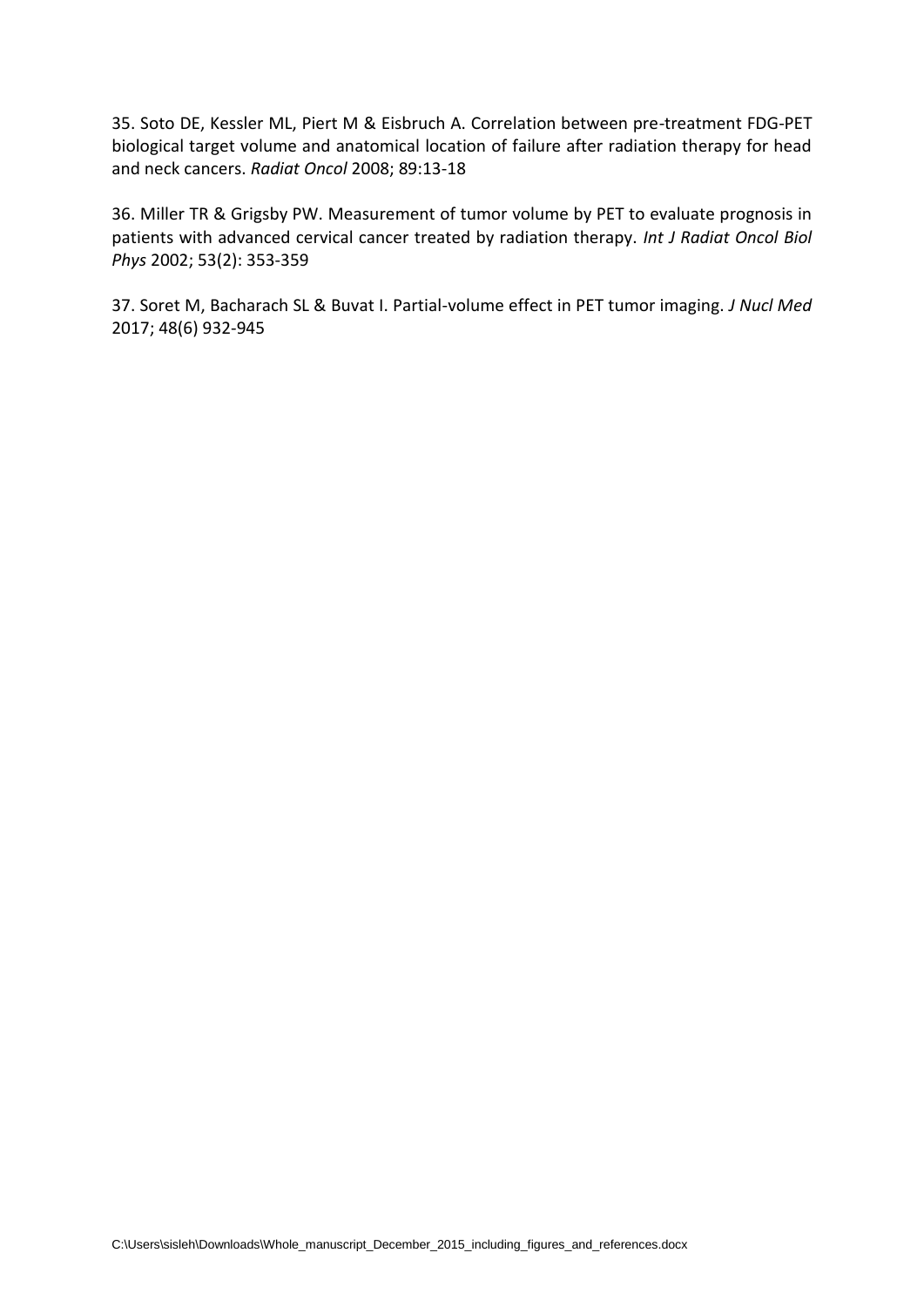35. Soto DE, Kessler ML, Piert M & Eisbruch A. Correlation between pre-treatment FDG-PET biological target volume and anatomical location of failure after radiation therapy for head and neck cancers. *Radiat Oncol* 2008; 89:13-18

36. Miller TR & Grigsby PW. Measurement of tumor volume by PET to evaluate prognosis in patients with advanced cervical cancer treated by radiation therapy. *Int J Radiat Oncol Biol Phys* 2002; 53(2): 353-359

37. Soret M, Bacharach SL & Buvat I. Partial-volume effect in PET tumor imaging. *J Nucl Med* 2017; 48(6) 932-945